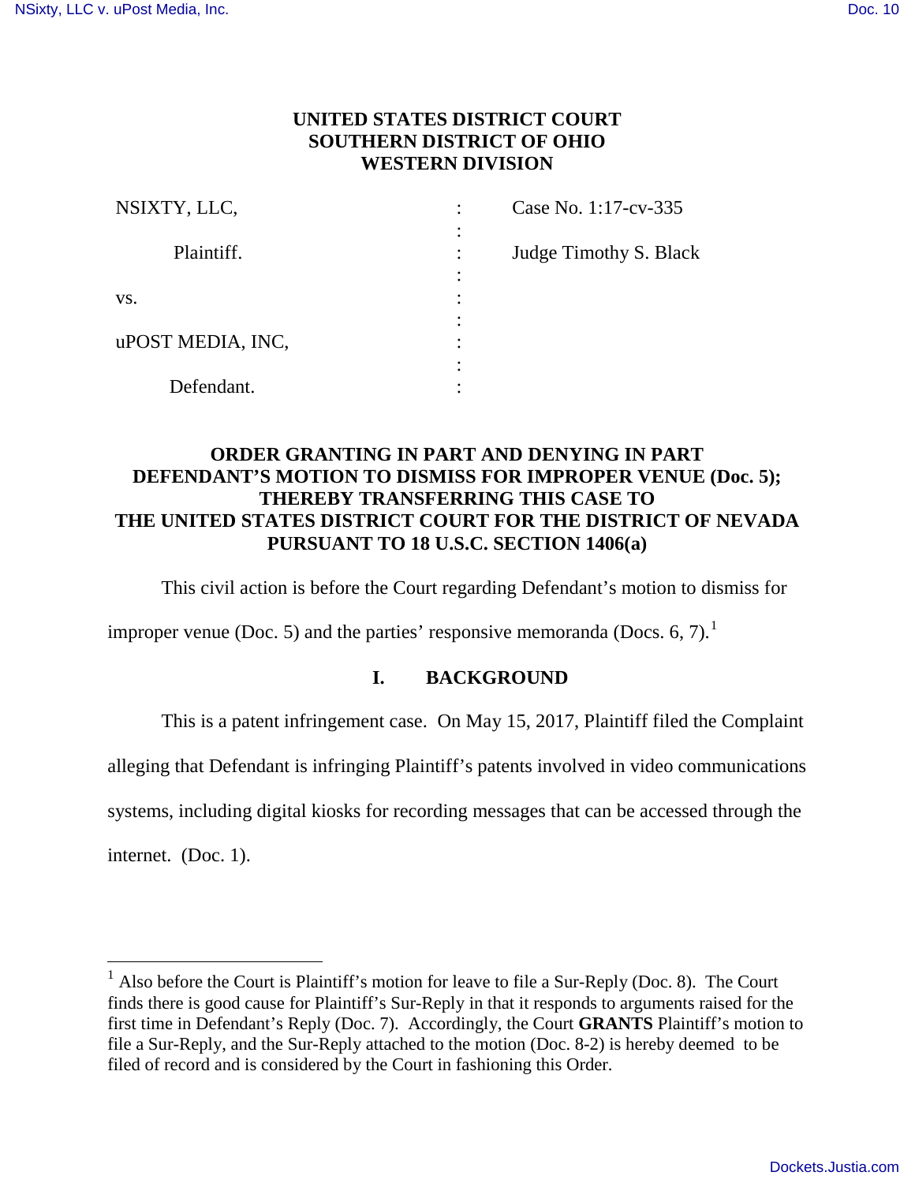# UNITED STATES DISTRICT COURT
# SOUTHERN DISTRICT OF OHIO
# WESTERN DIVISION

| | | |
|---|---|---|
| NSIXTY, LLC, | : | Case No. 1:17-cv-335 |
| | : | |
| Plaintiff. | : | Judge Timothy S. Black |
| | : | |
| vs. | : | |
| | : | |
| uPOST MEDIA, INC, | : | |
| | : | |
| Defendant. | : | |

## ORDER GRANTING IN PART AND DENYING IN PART DEFENDANT'S MOTION TO DISMISS FOR IMPROPER VENUE (Doc. 5); THEREBY TRANSFERRING THIS CASE TO THE UNITED STATES DISTRICT COURT FOR THE DISTRICT OF NEVADA PURSUANT TO 18 U.S.C. SECTION 1406(a)

This civil action is before the Court regarding Defendant's motion to dismiss for improper venue (Doc. 5) and the parties' responsive memoranda (Docs. 6, 7).[1]

## I. BACKGROUND

This is a patent infringement case. On May 15, 2017, Plaintiff filed the Complaint alleging that Defendant is infringing Plaintiff's patents involved in video communications systems, including digital kiosks for recording messages that can be accessed through the internet. (Doc. 1).

[1] Also before the Court is Plaintiff's motion for leave to file a Sur-Reply (Doc. 8). The Court finds there is good cause for Plaintiff's Sur-Reply in that it responds to arguments raised for the first time in Defendant's Reply (Doc. 7). Accordingly, the Court **GRANTS** Plaintiff's motion to file a Sur-Reply, and the Sur-Reply attached to the motion (Doc. 8-2) is hereby deemed to be filed of record and is considered by the Court in fashioning this Order.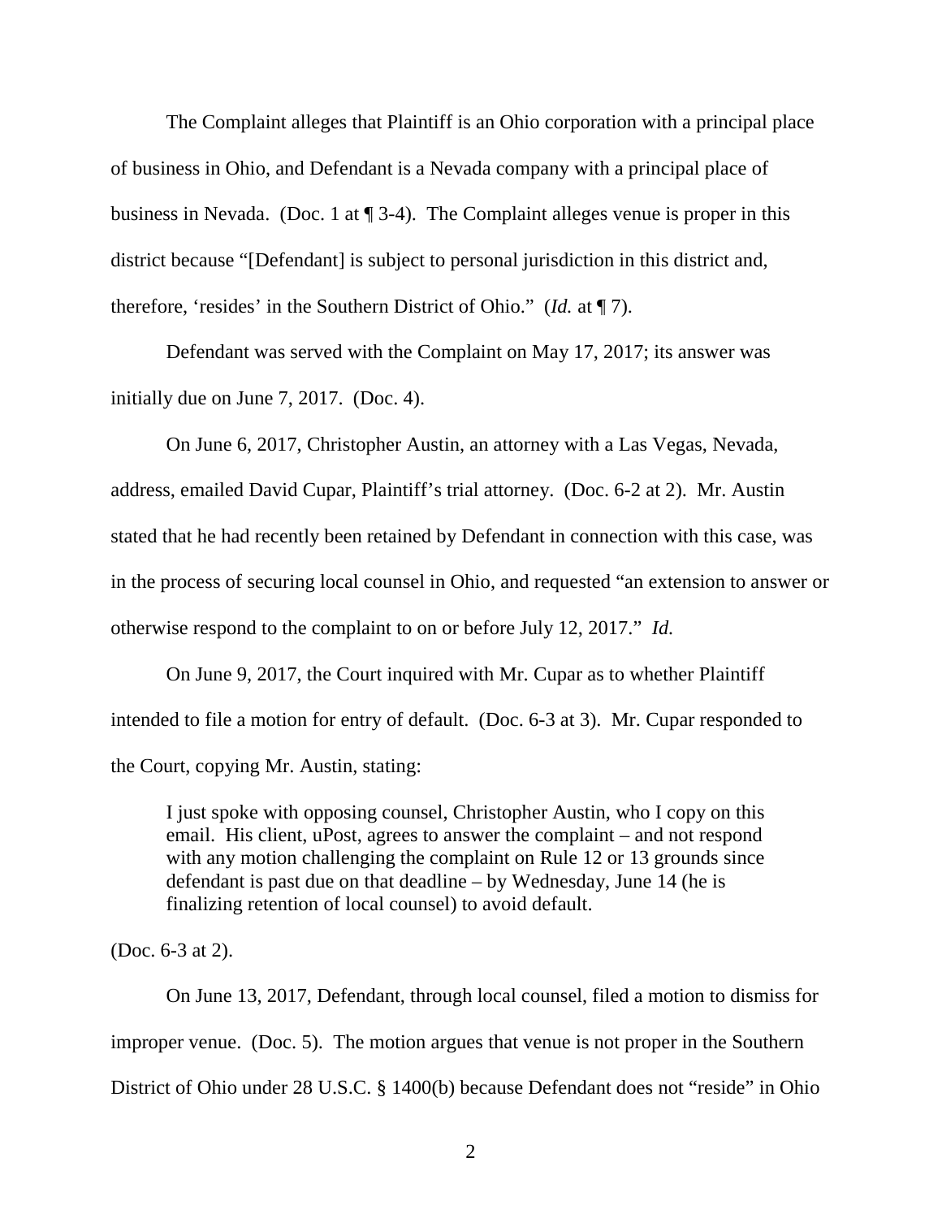The Complaint alleges that Plaintiff is an Ohio corporation with a principal place of business in Ohio, and Defendant is a Nevada company with a principal place of business in Nevada. (Doc. 1 at ¶ 3-4). The Complaint alleges venue is proper in this district because "[Defendant] is subject to personal jurisdiction in this district and, therefore, 'resides' in the Southern District of Ohio." (*Id.* at ¶ 7).

Defendant was served with the Complaint on May 17, 2017; its answer was initially due on June 7, 2017. (Doc. 4).

On June 6, 2017, Christopher Austin, an attorney with a Las Vegas, Nevada, address, emailed David Cupar, Plaintiff's trial attorney. (Doc. 6-2 at 2). Mr. Austin stated that he had recently been retained by Defendant in connection with this case, was in the process of securing local counsel in Ohio, and requested "an extension to answer or otherwise respond to the complaint to on or before July 12, 2017." *Id.*

On June 9, 2017, the Court inquired with Mr. Cupar as to whether Plaintiff intended to file a motion for entry of default. (Doc. 6-3 at 3). Mr. Cupar responded to the Court, copying Mr. Austin, stating:

> I just spoke with opposing counsel, Christopher Austin, who I copy on this email. His client, uPost, agrees to answer the complaint – and not respond with any motion challenging the complaint on Rule 12 or 13 grounds since defendant is past due on that deadline – by Wednesday, June 14 (he is finalizing retention of local counsel) to avoid default.

(Doc. 6-3 at 2).

On June 13, 2017, Defendant, through local counsel, filed a motion to dismiss for improper venue. (Doc. 5). The motion argues that venue is not proper in the Southern District of Ohio under 28 U.S.C. § 1400(b) because Defendant does not "reside" in Ohio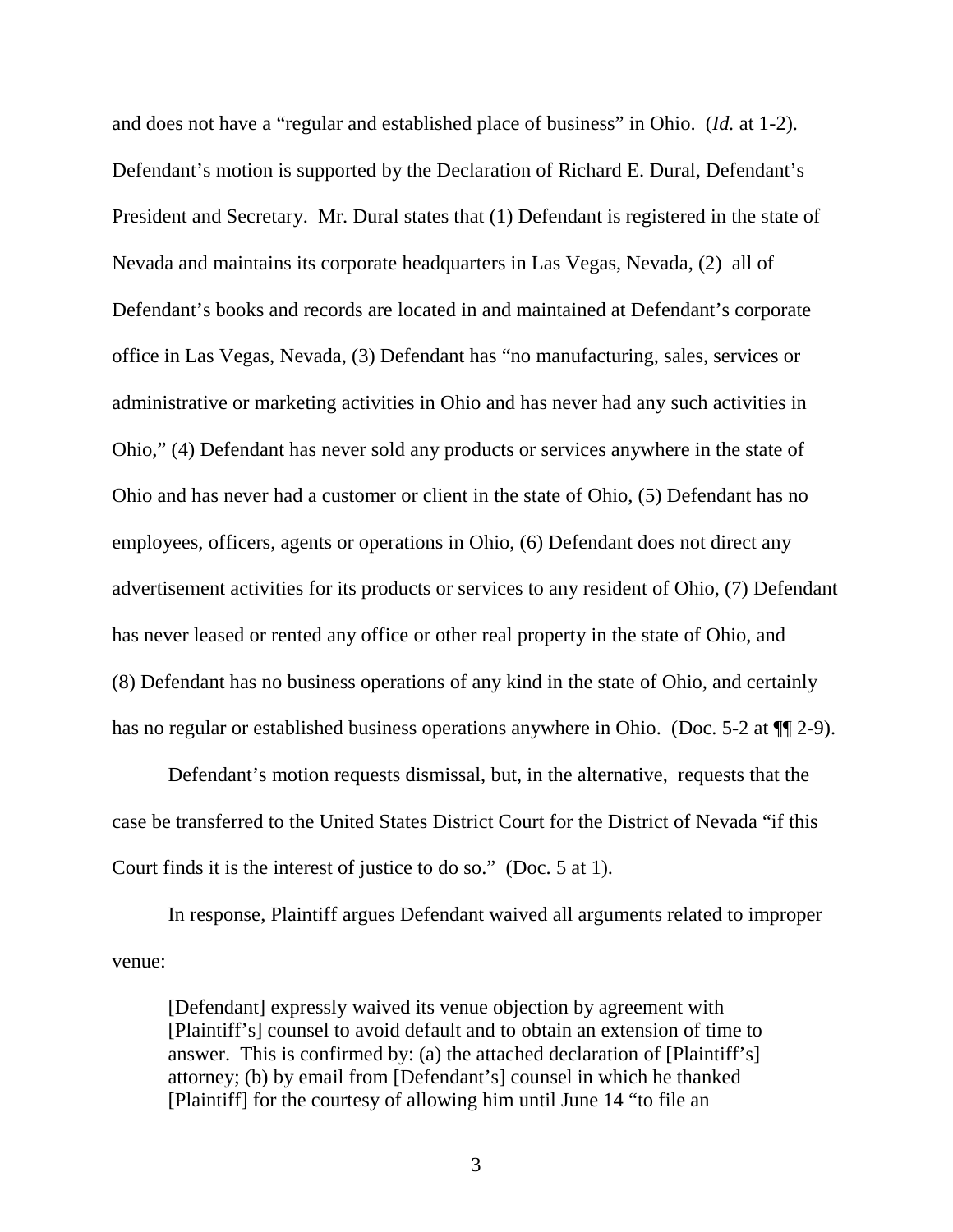and does not have a "regular and established place of business" in Ohio. (*Id.* at 1-2). Defendant's motion is supported by the Declaration of Richard E. Dural, Defendant's President and Secretary. Mr. Dural states that (1) Defendant is registered in the state of Nevada and maintains its corporate headquarters in Las Vegas, Nevada, (2) all of Defendant's books and records are located in and maintained at Defendant's corporate office in Las Vegas, Nevada, (3) Defendant has "no manufacturing, sales, services or administrative or marketing activities in Ohio and has never had any such activities in Ohio," (4) Defendant has never sold any products or services anywhere in the state of Ohio and has never had a customer or client in the state of Ohio, (5) Defendant has no employees, officers, agents or operations in Ohio, (6) Defendant does not direct any advertisement activities for its products or services to any resident of Ohio, (7) Defendant has never leased or rented any office or other real property in the state of Ohio, and (8) Defendant has no business operations of any kind in the state of Ohio, and certainly has no regular or established business operations anywhere in Ohio. (Doc. 5-2 at ¶¶ 2-9).

Defendant's motion requests dismissal, but, in the alternative, requests that the case be transferred to the United States District Court for the District of Nevada "if this Court finds it is the interest of justice to do so." (Doc. 5 at 1).

In response, Plaintiff argues Defendant waived all arguments related to improper venue:

> [Defendant] expressly waived its venue objection by agreement with [Plaintiff's] counsel to avoid default and to obtain an extension of time to answer. This is confirmed by: (a) the attached declaration of [Plaintiff's] attorney; (b) by email from [Defendant's] counsel in which he thanked [Plaintiff] for the courtesy of allowing him until June 14 "to file an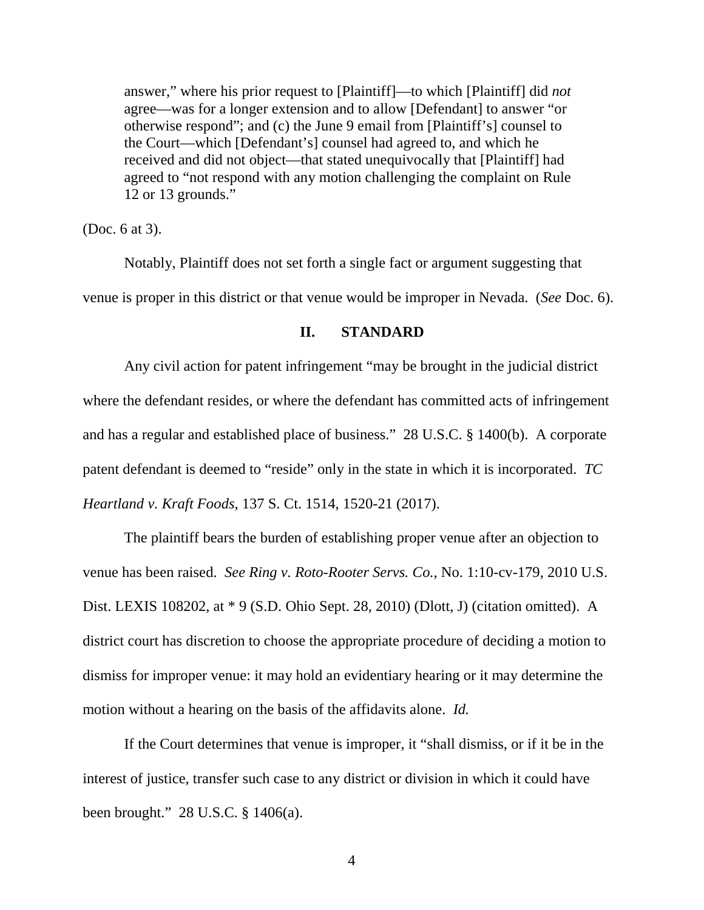> answer," where his prior request to [Plaintiff]—to which [Plaintiff] did *not* agree—was for a longer extension and to allow [Defendant] to answer "or otherwise respond"; and (c) the June 9 email from [Plaintiff's] counsel to the Court—which [Defendant's] counsel had agreed to, and which he received and did not object—that stated unequivocally that [Plaintiff] had agreed to "not respond with any motion challenging the complaint on Rule 12 or 13 grounds."

(Doc. 6 at 3).

Notably, Plaintiff does not set forth a single fact or argument suggesting that venue is proper in this district or that venue would be improper in Nevada. (*See* Doc. 6).

## II. STANDARD

Any civil action for patent infringement "may be brought in the judicial district where the defendant resides, or where the defendant has committed acts of infringement and has a regular and established place of business." 28 U.S.C. § 1400(b). A corporate patent defendant is deemed to "reside" only in the state in which it is incorporated. *TC Heartland v. Kraft Foods*, 137 S. Ct. 1514, 1520-21 (2017).

The plaintiff bears the burden of establishing proper venue after an objection to venue has been raised. *See Ring v. Roto-Rooter Servs. Co.*, No. 1:10-cv-179, 2010 U.S. Dist. LEXIS 108202, at * 9 (S.D. Ohio Sept. 28, 2010) (Dlott, J) (citation omitted). A district court has discretion to choose the appropriate procedure of deciding a motion to dismiss for improper venue: it may hold an evidentiary hearing or it may determine the motion without a hearing on the basis of the affidavits alone. *Id.*

If the Court determines that venue is improper, it "shall dismiss, or if it be in the interest of justice, transfer such case to any district or division in which it could have been brought." 28 U.S.C. § 1406(a).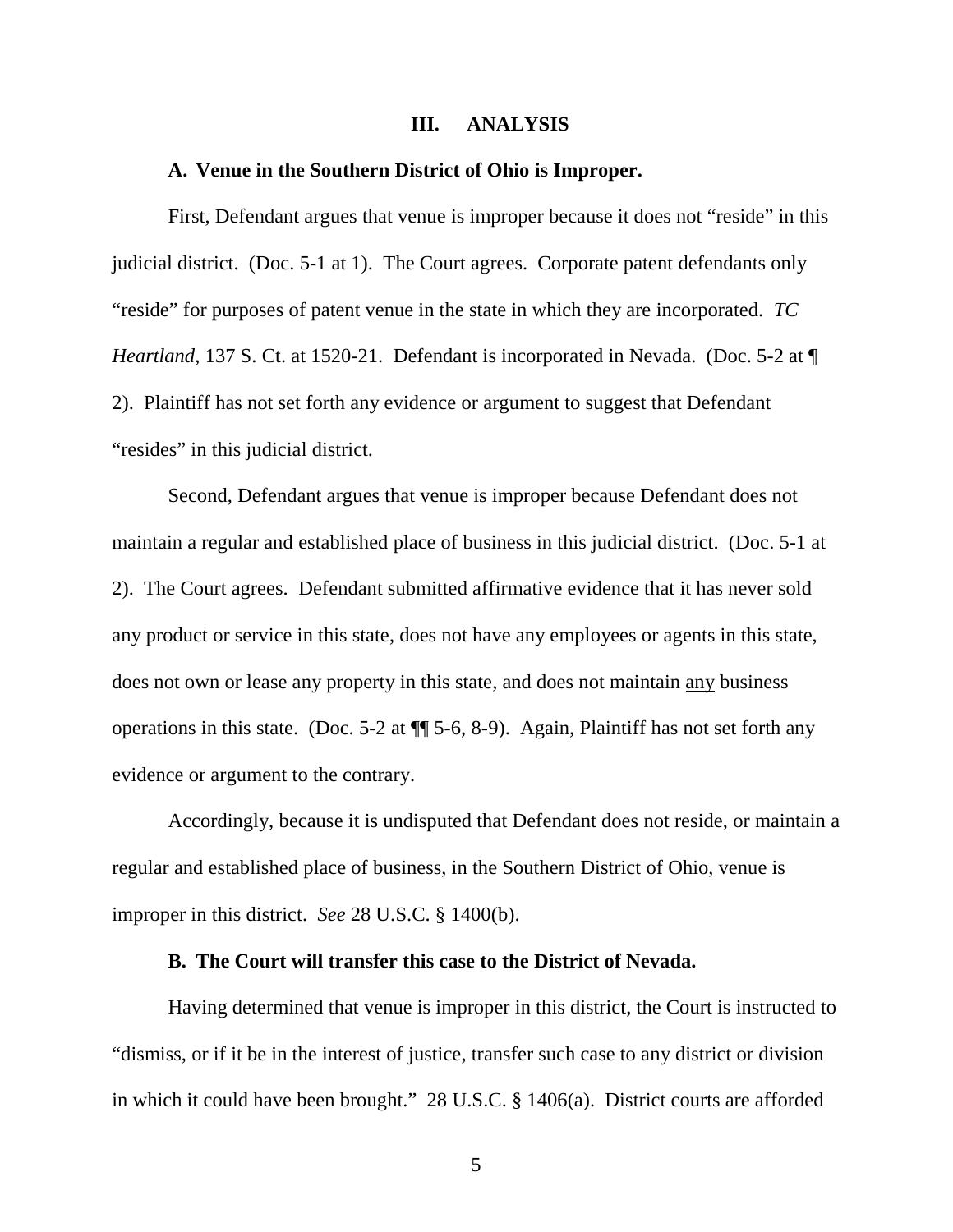## III. ANALYSIS

### A. Venue in the Southern District of Ohio is Improper.

First, Defendant argues that venue is improper because it does not "reside" in this judicial district. (Doc. 5-1 at 1). The Court agrees. Corporate patent defendants only "reside" for purposes of patent venue in the state in which they are incorporated. *TC Heartland*, 137 S. Ct. at 1520-21. Defendant is incorporated in Nevada. (Doc. 5-2 at ¶ 2). Plaintiff has not set forth any evidence or argument to suggest that Defendant "resides" in this judicial district.

Second, Defendant argues that venue is improper because Defendant does not maintain a regular and established place of business in this judicial district. (Doc. 5-1 at 2). The Court agrees. Defendant submitted affirmative evidence that it has never sold any product or service in this state, does not have any employees or agents in this state, does not own or lease any property in this state, and does not maintain <u>any</u> business operations in this state. (Doc. 5-2 at ¶¶ 5-6, 8-9). Again, Plaintiff has not set forth any evidence or argument to the contrary.

Accordingly, because it is undisputed that Defendant does not reside, or maintain a regular and established place of business, in the Southern District of Ohio, venue is improper in this district. *See* 28 U.S.C. § 1400(b).

### B. The Court will transfer this case to the District of Nevada.

Having determined that venue is improper in this district, the Court is instructed to "dismiss, or if it be in the interest of justice, transfer such case to any district or division in which it could have been brought." 28 U.S.C. § 1406(a). District courts are afforded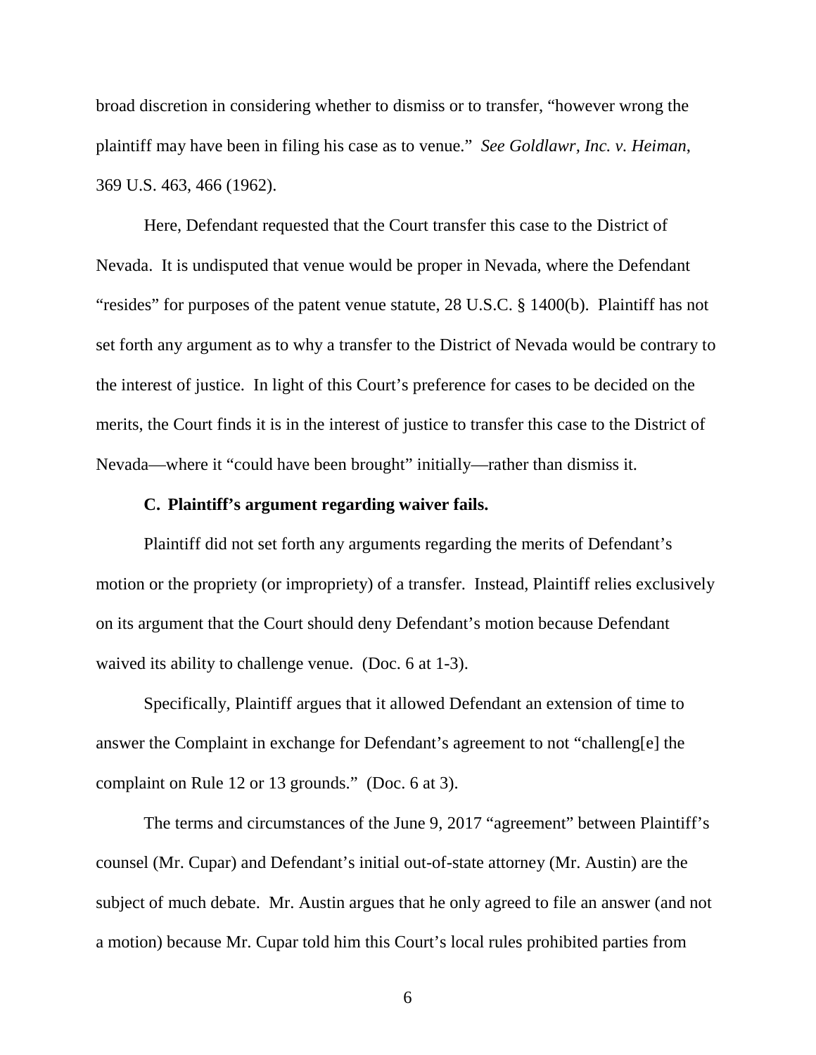broad discretion in considering whether to dismiss or to transfer, "however wrong the plaintiff may have been in filing his case as to venue." *See Goldlawr, Inc. v. Heiman*, 369 U.S. 463, 466 (1962).

Here, Defendant requested that the Court transfer this case to the District of Nevada. It is undisputed that venue would be proper in Nevada, where the Defendant "resides" for purposes of the patent venue statute, 28 U.S.C. § 1400(b). Plaintiff has not set forth any argument as to why a transfer to the District of Nevada would be contrary to the interest of justice. In light of this Court's preference for cases to be decided on the merits, the Court finds it is in the interest of justice to transfer this case to the District of Nevada—where it "could have been brought" initially—rather than dismiss it.

**C. Plaintiff's argument regarding waiver fails.**

Plaintiff did not set forth any arguments regarding the merits of Defendant's motion or the propriety (or impropriety) of a transfer. Instead, Plaintiff relies exclusively on its argument that the Court should deny Defendant's motion because Defendant waived its ability to challenge venue. (Doc. 6 at 1-3).

Specifically, Plaintiff argues that it allowed Defendant an extension of time to answer the Complaint in exchange for Defendant's agreement to not "challeng[e] the complaint on Rule 12 or 13 grounds." (Doc. 6 at 3).

The terms and circumstances of the June 9, 2017 "agreement" between Plaintiff's counsel (Mr. Cupar) and Defendant's initial out-of-state attorney (Mr. Austin) are the subject of much debate. Mr. Austin argues that he only agreed to file an answer (and not a motion) because Mr. Cupar told him this Court's local rules prohibited parties from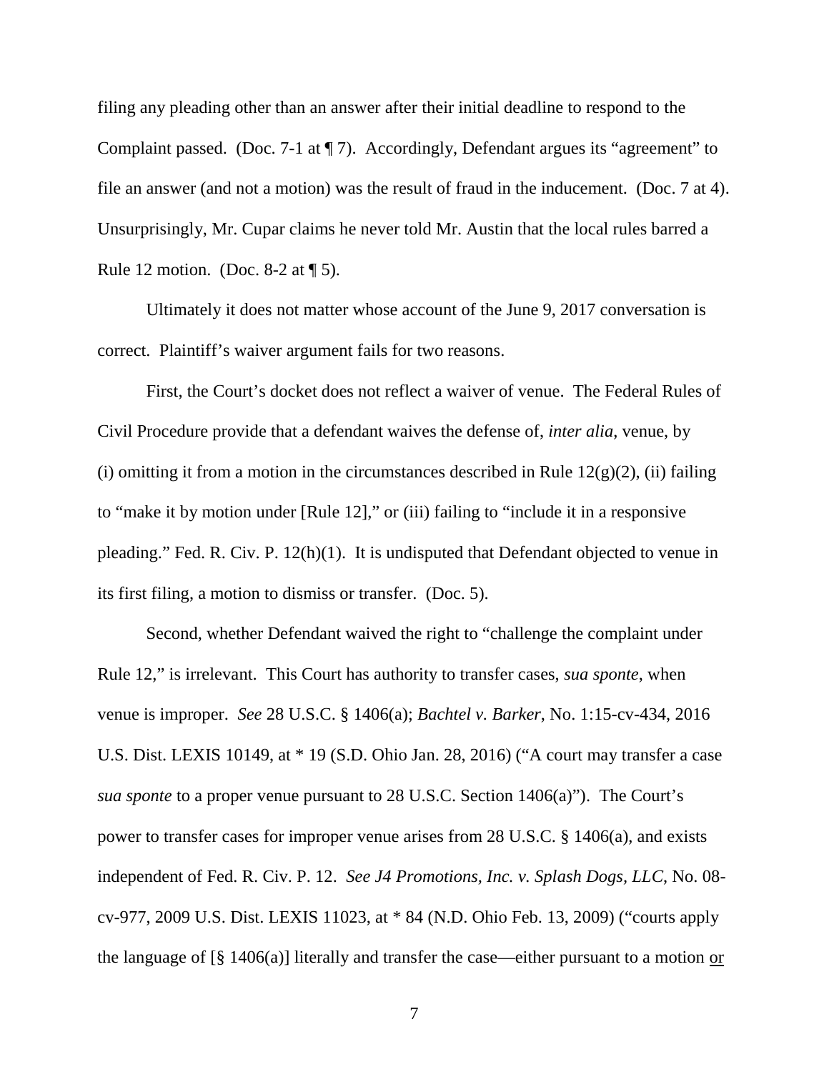filing any pleading other than an answer after their initial deadline to respond to the Complaint passed. (Doc. 7-1 at ¶ 7). Accordingly, Defendant argues its "agreement" to file an answer (and not a motion) was the result of fraud in the inducement. (Doc. 7 at 4). Unsurprisingly, Mr. Cupar claims he never told Mr. Austin that the local rules barred a Rule 12 motion. (Doc. 8-2 at ¶ 5).

Ultimately it does not matter whose account of the June 9, 2017 conversation is correct. Plaintiff's waiver argument fails for two reasons.

First, the Court's docket does not reflect a waiver of venue. The Federal Rules of Civil Procedure provide that a defendant waives the defense of, *inter alia*, venue, by (i) omitting it from a motion in the circumstances described in Rule 12(g)(2), (ii) failing to "make it by motion under [Rule 12]," or (iii) failing to "include it in a responsive pleading." Fed. R. Civ. P. 12(h)(1). It is undisputed that Defendant objected to venue in its first filing, a motion to dismiss or transfer. (Doc. 5).

Second, whether Defendant waived the right to "challenge the complaint under Rule 12," is irrelevant. This Court has authority to transfer cases, *sua sponte*, when venue is improper. *See* 28 U.S.C. § 1406(a); *Bachtel v. Barker*, No. 1:15-cv-434, 2016 U.S. Dist. LEXIS 10149, at * 19 (S.D. Ohio Jan. 28, 2016) ("A court may transfer a case *sua sponte* to a proper venue pursuant to 28 U.S.C. Section 1406(a)"). The Court's power to transfer cases for improper venue arises from 28 U.S.C. § 1406(a), and exists independent of Fed. R. Civ. P. 12. *See J4 Promotions, Inc. v. Splash Dogs, LLC*, No. 08-cv-977, 2009 U.S. Dist. LEXIS 11023, at * 84 (N.D. Ohio Feb. 13, 2009) ("courts apply the language of [§ 1406(a)] literally and transfer the case—either pursuant to a motion <u>or</u>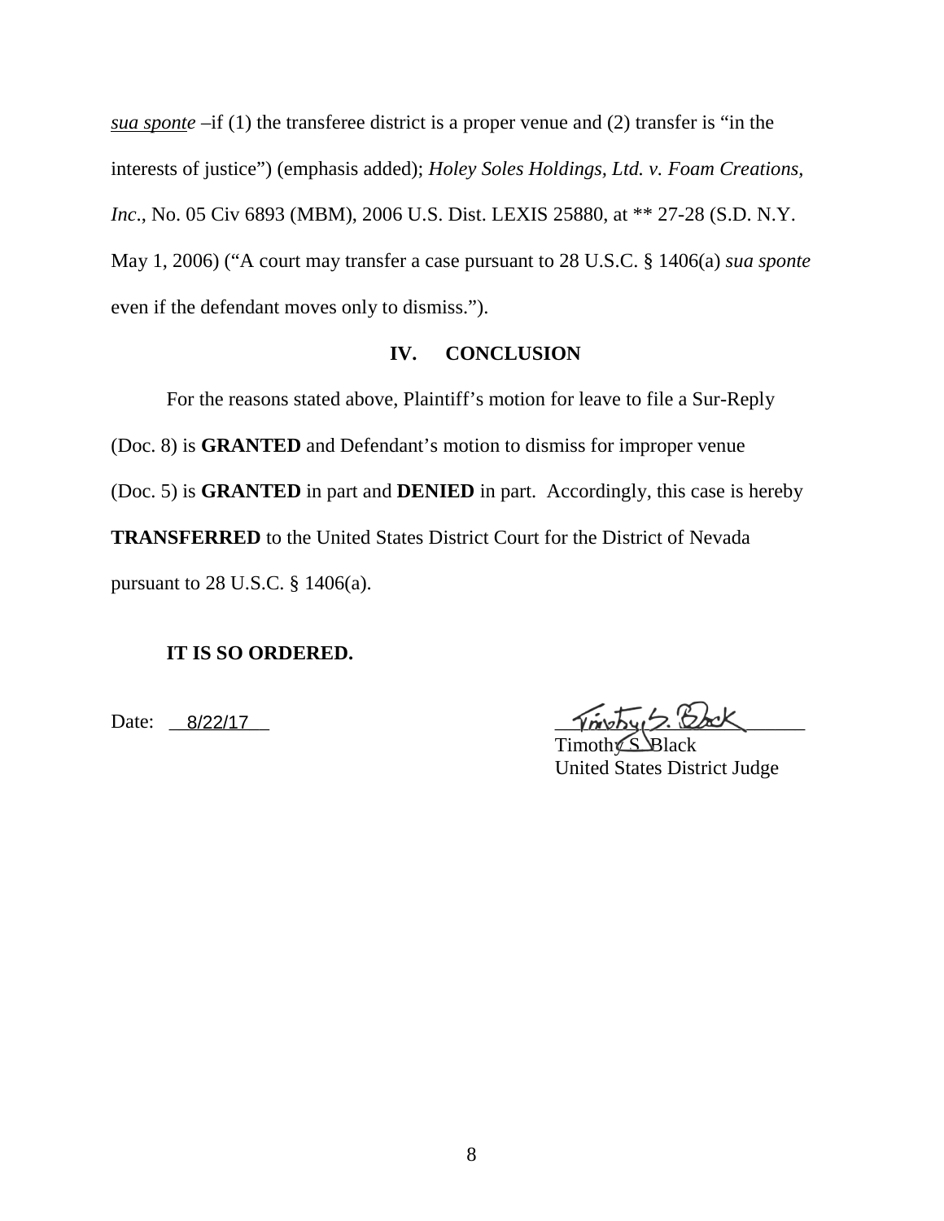*sua sponte* –if (1) the transferee district is a proper venue and (2) transfer is "in the interests of justice") (emphasis added); *Holey Soles Holdings, Ltd. v. Foam Creations, Inc*., No. 05 Civ 6893 (MBM), 2006 U.S. Dist. LEXIS 25880, at ** 27-28 (S.D. N.Y. May 1, 2006) ("A court may transfer a case pursuant to 28 U.S.C. § 1406(a) *sua sponte* even if the defendant moves only to dismiss.").

## IV. CONCLUSION

For the reasons stated above, Plaintiff's motion for leave to file a Sur-Reply (Doc. 8) is **GRANTED** and Defendant's motion to dismiss for improper venue (Doc. 5) is **GRANTED** in part and **DENIED** in part. Accordingly, this case is hereby **TRANSFERRED** to the United States District Court for the District of Nevada pursuant to 28 U.S.C. § 1406(a).

**IT IS SO ORDERED.**

Date: 8/22/17

Timothy S. Black
United States District Judge